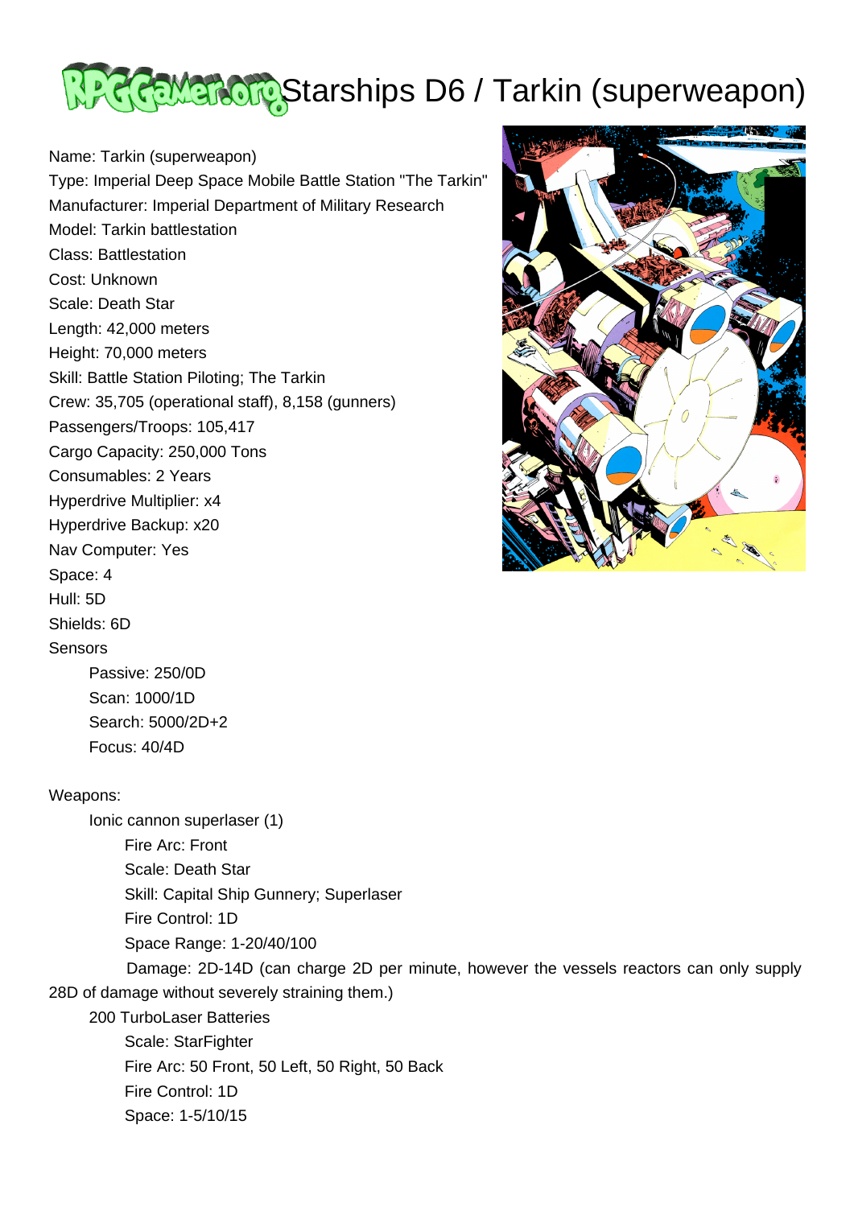# Starships D6 / Tarkin (superweapon)

Name: Tarkin (superweapon)
Type: Imperial Deep Space Mobile Battle Station "The Tarkin"
Manufacturer: Imperial Department of Military Research
Model: Tarkin battlestation
Class: Battlestation
Cost: Unknown
Scale: Death Star
Length: 42,000 meters
Height: 70,000 meters
Skill: Battle Station Piloting; The Tarkin
Crew: 35,705 (operational staff), 8,158 (gunners)
Passengers/Troops: 105,417
Cargo Capacity: 250,000 Tons
Consumables: 2 Years
Hyperdrive Multiplier: x4
Hyperdrive Backup: x20
Nav Computer: Yes
Space: 4
Hull: 5D
Shields: 6D
Sensors

- Passive: 250/0D
- Scan: 1000/1D
- Search: 5000/2D+2
- Focus: 40/4D

Weapons:

- Ionic cannon superlaser (1)
  - Fire Arc: Front
  - Scale: Death Star
  - Skill: Capital Ship Gunnery; Superlaser
  - Fire Control: 1D
  - Space Range: 1-20/40/100
  - Damage: 2D-14D (can charge 2D per minute, however the vessels reactors can only supply 28D of damage without severely straining them.)
- 200 TurboLaser Batteries
  - Scale: StarFighter
  - Fire Arc: 50 Front, 50 Left, 50 Right, 50 Back
  - Fire Control: 1D
  - Space: 1-5/10/15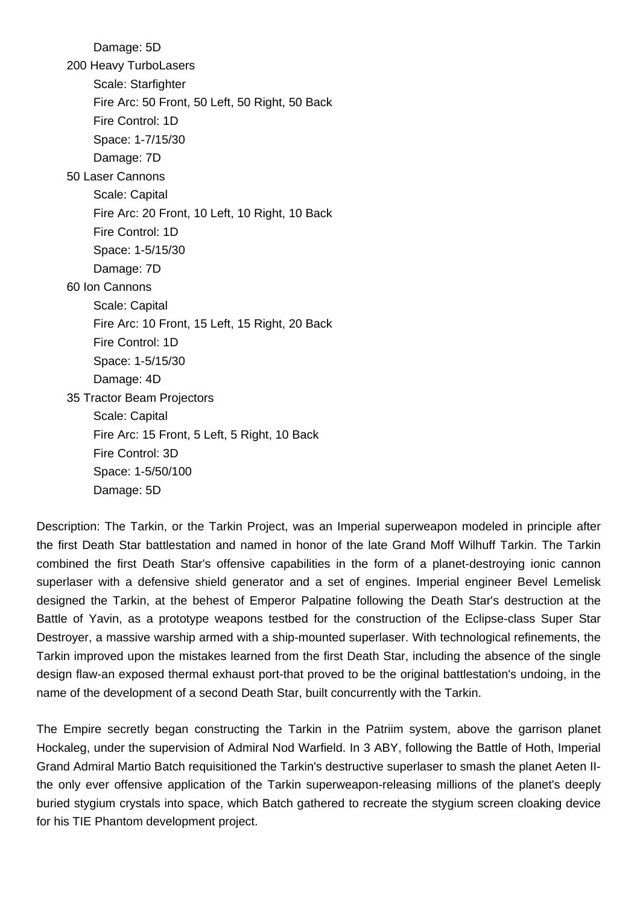Damage: 5D

200 Heavy TurboLasers

    Scale: Starfighter
    Fire Arc: 50 Front, 50 Left, 50 Right, 50 Back
    Fire Control: 1D
    Space: 1-7/15/30
    Damage: 7D

50 Laser Cannons

    Scale: Capital
    Fire Arc: 20 Front, 10 Left, 10 Right, 10 Back
    Fire Control: 1D
    Space: 1-5/15/30
    Damage: 7D

60 Ion Cannons

    Scale: Capital
    Fire Arc: 10 Front, 15 Left, 15 Right, 20 Back
    Fire Control: 1D
    Space: 1-5/15/30
    Damage: 4D

35 Tractor Beam Projectors

    Scale: Capital
    Fire Arc: 15 Front, 5 Left, 5 Right, 10 Back
    Fire Control: 3D
    Space: 1-5/50/100
    Damage: 5D

Description: The Tarkin, or the Tarkin Project, was an Imperial superweapon modeled in principle after the first Death Star battlestation and named in honor of the late Grand Moff Wilhuff Tarkin. The Tarkin combined the first Death Star's offensive capabilities in the form of a planet-destroying ionic cannon superlaser with a defensive shield generator and a set of engines. Imperial engineer Bevel Lemelisk designed the Tarkin, at the behest of Emperor Palpatine following the Death Star's destruction at the Battle of Yavin, as a prototype weapons testbed for the construction of the Eclipse-class Super Star Destroyer, a massive warship armed with a ship-mounted superlaser. With technological refinements, the Tarkin improved upon the mistakes learned from the first Death Star, including the absence of the single design flaw-an exposed thermal exhaust port-that proved to be the original battlestation's undoing, in the name of the development of a second Death Star, built concurrently with the Tarkin.

The Empire secretly began constructing the Tarkin in the Patriim system, above the garrison planet Hockaleg, under the supervision of Admiral Nod Warfield. In 3 ABY, following the Battle of Hoth, Imperial Grand Admiral Martio Batch requisitioned the Tarkin's destructive superlaser to smash the planet Aeten II-the only ever offensive application of the Tarkin superweapon-releasing millions of the planet's deeply buried stygium crystals into space, which Batch gathered to recreate the stygium screen cloaking device for his TIE Phantom development project.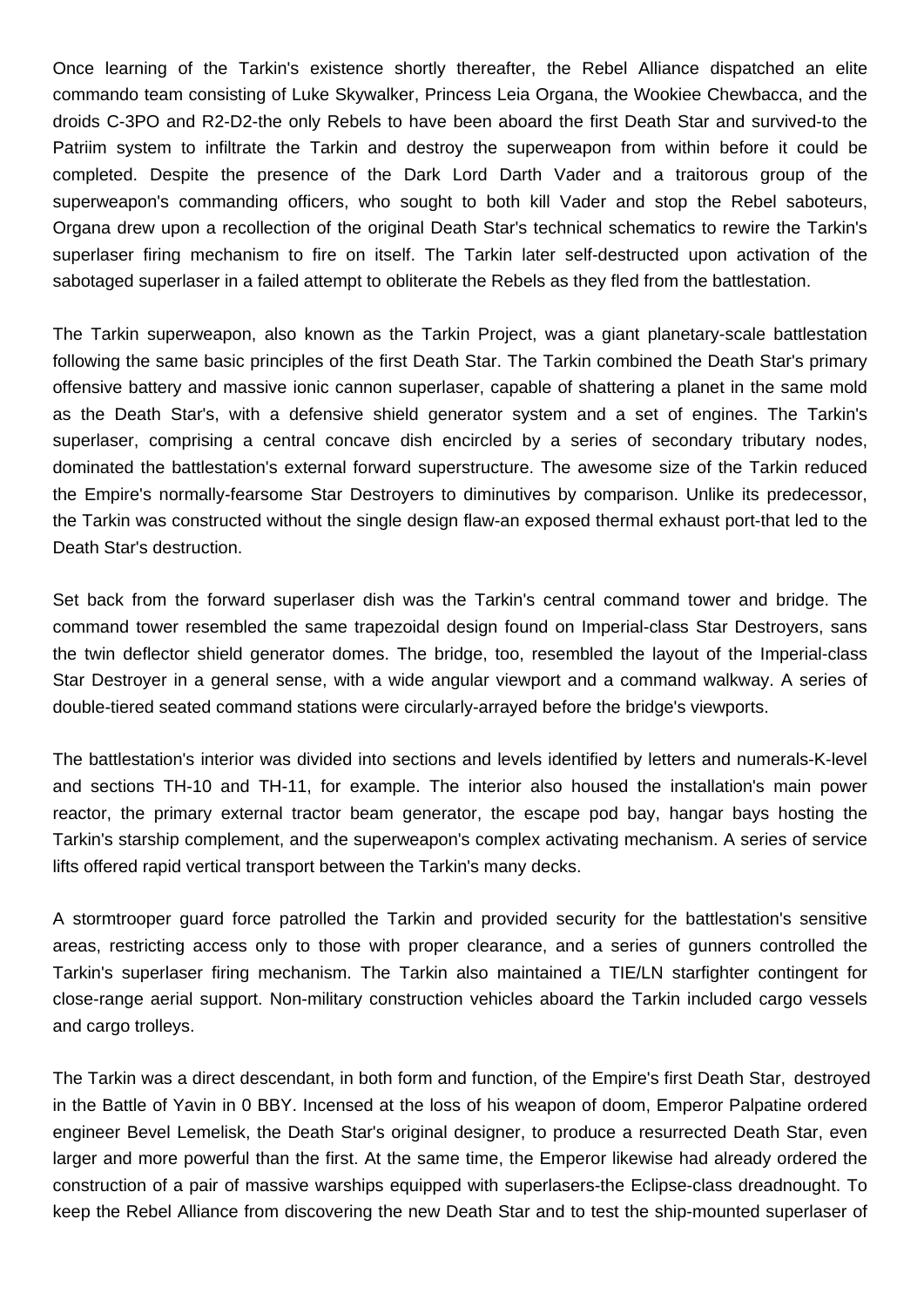Once learning of the Tarkin's existence shortly thereafter, the Rebel Alliance dispatched an elite commando team consisting of Luke Skywalker, Princess Leia Organa, the Wookiee Chewbacca, and the droids C-3PO and R2-D2-the only Rebels to have been aboard the first Death Star and survived-to the Patriim system to infiltrate the Tarkin and destroy the superweapon from within before it could be completed. Despite the presence of the Dark Lord Darth Vader and a traitorous group of the superweapon's commanding officers, who sought to both kill Vader and stop the Rebel saboteurs, Organa drew upon a recollection of the original Death Star's technical schematics to rewire the Tarkin's superlaser firing mechanism to fire on itself. The Tarkin later self-destructed upon activation of the sabotaged superlaser in a failed attempt to obliterate the Rebels as they fled from the battlestation.

The Tarkin superweapon, also known as the Tarkin Project, was a giant planetary-scale battlestation following the same basic principles of the first Death Star. The Tarkin combined the Death Star's primary offensive battery and massive ionic cannon superlaser, capable of shattering a planet in the same mold as the Death Star's, with a defensive shield generator system and a set of engines. The Tarkin's superlaser, comprising a central concave dish encircled by a series of secondary tributary nodes, dominated the battlestation's external forward superstructure. The awesome size of the Tarkin reduced the Empire's normally-fearsome Star Destroyers to diminutives by comparison. Unlike its predecessor, the Tarkin was constructed without the single design flaw-an exposed thermal exhaust port-that led to the Death Star's destruction.

Set back from the forward superlaser dish was the Tarkin's central command tower and bridge. The command tower resembled the same trapezoidal design found on Imperial-class Star Destroyers, sans the twin deflector shield generator domes. The bridge, too, resembled the layout of the Imperial-class Star Destroyer in a general sense, with a wide angular viewport and a command walkway. A series of double-tiered seated command stations were circularly-arrayed before the bridge's viewports.

The battlestation's interior was divided into sections and levels identified by letters and numerals-K-level and sections TH-10 and TH-11, for example. The interior also housed the installation's main power reactor, the primary external tractor beam generator, the escape pod bay, hangar bays hosting the Tarkin's starship complement, and the superweapon's complex activating mechanism. A series of service lifts offered rapid vertical transport between the Tarkin's many decks.

A stormtrooper guard force patrolled the Tarkin and provided security for the battlestation's sensitive areas, restricting access only to those with proper clearance, and a series of gunners controlled the Tarkin's superlaser firing mechanism. The Tarkin also maintained a TIE/LN starfighter contingent for close-range aerial support. Non-military construction vehicles aboard the Tarkin included cargo vessels and cargo trolleys.

The Tarkin was a direct descendant, in both form and function, of the Empire's first Death Star, destroyed in the Battle of Yavin in 0 BBY. Incensed at the loss of his weapon of doom, Emperor Palpatine ordered engineer Bevel Lemelisk, the Death Star's original designer, to produce a resurrected Death Star, even larger and more powerful than the first. At the same time, the Emperor likewise had already ordered the construction of a pair of massive warships equipped with superlasers-the Eclipse-class dreadnought. To keep the Rebel Alliance from discovering the new Death Star and to test the ship-mounted superlaser of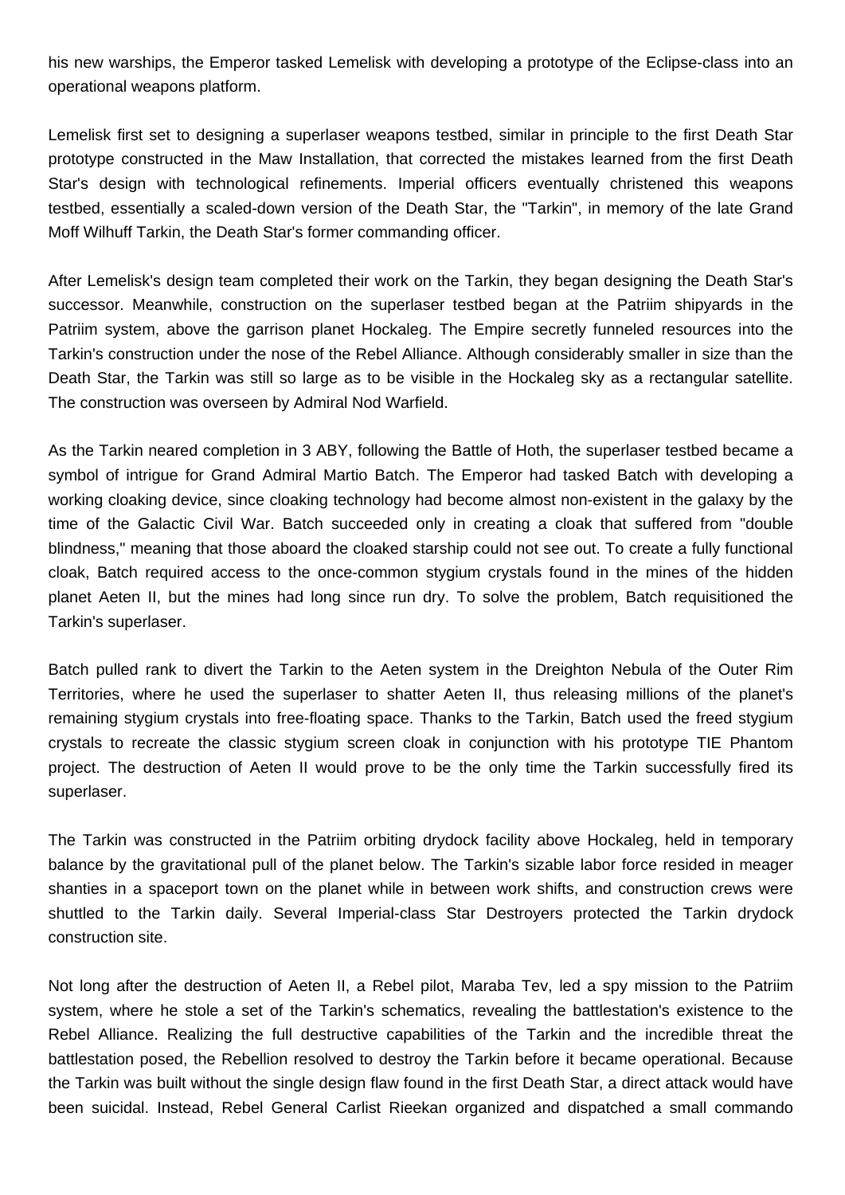his new warships, the Emperor tasked Lemelisk with developing a prototype of the Eclipse-class into an operational weapons platform.

Lemelisk first set to designing a superlaser weapons testbed, similar in principle to the first Death Star prototype constructed in the Maw Installation, that corrected the mistakes learned from the first Death Star's design with technological refinements. Imperial officers eventually christened this weapons testbed, essentially a scaled-down version of the Death Star, the "Tarkin", in memory of the late Grand Moff Wilhuff Tarkin, the Death Star's former commanding officer.

After Lemelisk's design team completed their work on the Tarkin, they began designing the Death Star's successor. Meanwhile, construction on the superlaser testbed began at the Patriim shipyards in the Patriim system, above the garrison planet Hockaleg. The Empire secretly funneled resources into the Tarkin's construction under the nose of the Rebel Alliance. Although considerably smaller in size than the Death Star, the Tarkin was still so large as to be visible in the Hockaleg sky as a rectangular satellite. The construction was overseen by Admiral Nod Warfield.

As the Tarkin neared completion in 3 ABY, following the Battle of Hoth, the superlaser testbed became a symbol of intrigue for Grand Admiral Martio Batch. The Emperor had tasked Batch with developing a working cloaking device, since cloaking technology had become almost non-existent in the galaxy by the time of the Galactic Civil War. Batch succeeded only in creating a cloak that suffered from "double blindness," meaning that those aboard the cloaked starship could not see out. To create a fully functional cloak, Batch required access to the once-common stygium crystals found in the mines of the hidden planet Aeten II, but the mines had long since run dry. To solve the problem, Batch requisitioned the Tarkin's superlaser.

Batch pulled rank to divert the Tarkin to the Aeten system in the Dreighton Nebula of the Outer Rim Territories, where he used the superlaser to shatter Aeten II, thus releasing millions of the planet's remaining stygium crystals into free-floating space. Thanks to the Tarkin, Batch used the freed stygium crystals to recreate the classic stygium screen cloak in conjunction with his prototype TIE Phantom project. The destruction of Aeten II would prove to be the only time the Tarkin successfully fired its superlaser.

The Tarkin was constructed in the Patriim orbiting drydock facility above Hockaleg, held in temporary balance by the gravitational pull of the planet below. The Tarkin's sizable labor force resided in meager shanties in a spaceport town on the planet while in between work shifts, and construction crews were shuttled to the Tarkin daily. Several Imperial-class Star Destroyers protected the Tarkin drydock construction site.

Not long after the destruction of Aeten II, a Rebel pilot, Maraba Tev, led a spy mission to the Patriim system, where he stole a set of the Tarkin's schematics, revealing the battlestation's existence to the Rebel Alliance. Realizing the full destructive capabilities of the Tarkin and the incredible threat the battlestation posed, the Rebellion resolved to destroy the Tarkin before it became operational. Because the Tarkin was built without the single design flaw found in the first Death Star, a direct attack would have been suicidal. Instead, Rebel General Carlist Rieekan organized and dispatched a small commando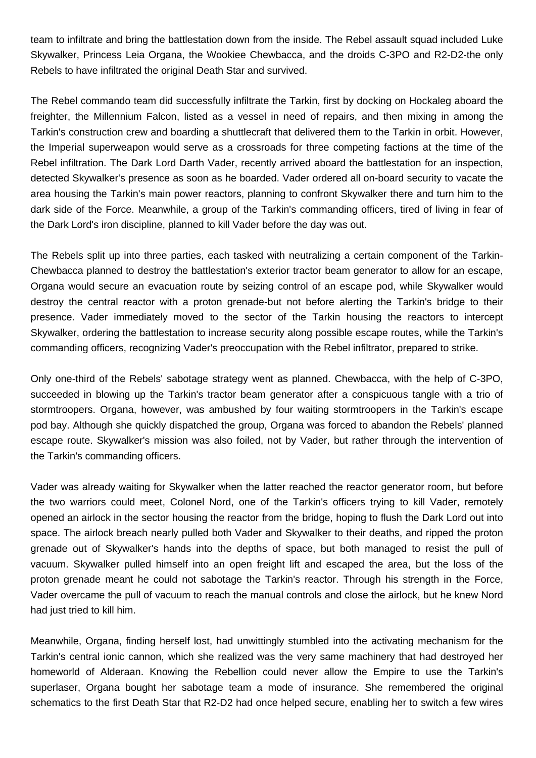team to infiltrate and bring the battlestation down from the inside. The Rebel assault squad included Luke Skywalker, Princess Leia Organa, the Wookiee Chewbacca, and the droids C-3PO and R2-D2-the only Rebels to have infiltrated the original Death Star and survived.

The Rebel commando team did successfully infiltrate the Tarkin, first by docking on Hockaleg aboard the freighter, the Millennium Falcon, listed as a vessel in need of repairs, and then mixing in among the Tarkin's construction crew and boarding a shuttlecraft that delivered them to the Tarkin in orbit. However, the Imperial superweapon would serve as a crossroads for three competing factions at the time of the Rebel infiltration. The Dark Lord Darth Vader, recently arrived aboard the battlestation for an inspection, detected Skywalker's presence as soon as he boarded. Vader ordered all on-board security to vacate the area housing the Tarkin's main power reactors, planning to confront Skywalker there and turn him to the dark side of the Force. Meanwhile, a group of the Tarkin's commanding officers, tired of living in fear of the Dark Lord's iron discipline, planned to kill Vader before the day was out.

The Rebels split up into three parties, each tasked with neutralizing a certain component of the Tarkin-Chewbacca planned to destroy the battlestation's exterior tractor beam generator to allow for an escape, Organa would secure an evacuation route by seizing control of an escape pod, while Skywalker would destroy the central reactor with a proton grenade-but not before alerting the Tarkin's bridge to their presence. Vader immediately moved to the sector of the Tarkin housing the reactors to intercept Skywalker, ordering the battlestation to increase security along possible escape routes, while the Tarkin's commanding officers, recognizing Vader's preoccupation with the Rebel infiltrator, prepared to strike.

Only one-third of the Rebels' sabotage strategy went as planned. Chewbacca, with the help of C-3PO, succeeded in blowing up the Tarkin's tractor beam generator after a conspicuous tangle with a trio of stormtroopers. Organa, however, was ambushed by four waiting stormtroopers in the Tarkin's escape pod bay. Although she quickly dispatched the group, Organa was forced to abandon the Rebels' planned escape route. Skywalker's mission was also foiled, not by Vader, but rather through the intervention of the Tarkin's commanding officers.

Vader was already waiting for Skywalker when the latter reached the reactor generator room, but before the two warriors could meet, Colonel Nord, one of the Tarkin's officers trying to kill Vader, remotely opened an airlock in the sector housing the reactor from the bridge, hoping to flush the Dark Lord out into space. The airlock breach nearly pulled both Vader and Skywalker to their deaths, and ripped the proton grenade out of Skywalker's hands into the depths of space, but both managed to resist the pull of vacuum. Skywalker pulled himself into an open freight lift and escaped the area, but the loss of the proton grenade meant he could not sabotage the Tarkin's reactor. Through his strength in the Force, Vader overcame the pull of vacuum to reach the manual controls and close the airlock, but he knew Nord had just tried to kill him.

Meanwhile, Organa, finding herself lost, had unwittingly stumbled into the activating mechanism for the Tarkin's central ionic cannon, which she realized was the very same machinery that had destroyed her homeworld of Alderaan. Knowing the Rebellion could never allow the Empire to use the Tarkin's superlaser, Organa bought her sabotage team a mode of insurance. She remembered the original schematics to the first Death Star that R2-D2 had once helped secure, enabling her to switch a few wires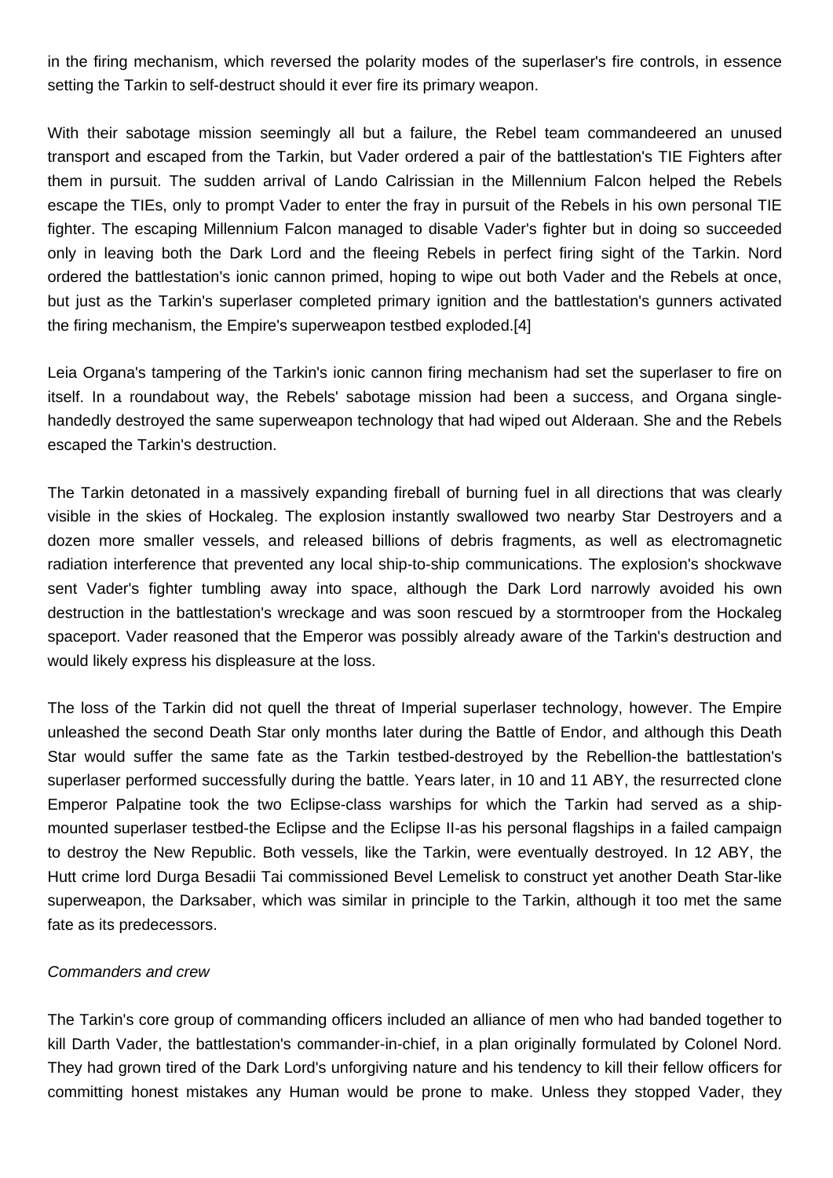in the firing mechanism, which reversed the polarity modes of the superlaser's fire controls, in essence setting the Tarkin to self-destruct should it ever fire its primary weapon.

With their sabotage mission seemingly all but a failure, the Rebel team commandeered an unused transport and escaped from the Tarkin, but Vader ordered a pair of the battlestation's TIE Fighters after them in pursuit. The sudden arrival of Lando Calrissian in the Millennium Falcon helped the Rebels escape the TIEs, only to prompt Vader to enter the fray in pursuit of the Rebels in his own personal TIE fighter. The escaping Millennium Falcon managed to disable Vader's fighter but in doing so succeeded only in leaving both the Dark Lord and the fleeing Rebels in perfect firing sight of the Tarkin. Nord ordered the battlestation's ionic cannon primed, hoping to wipe out both Vader and the Rebels at once, but just as the Tarkin's superlaser completed primary ignition and the battlestation's gunners activated the firing mechanism, the Empire's superweapon testbed exploded.[4]

Leia Organa's tampering of the Tarkin's ionic cannon firing mechanism had set the superlaser to fire on itself. In a roundabout way, the Rebels' sabotage mission had been a success, and Organa single-handedly destroyed the same superweapon technology that had wiped out Alderaan. She and the Rebels escaped the Tarkin's destruction.

The Tarkin detonated in a massively expanding fireball of burning fuel in all directions that was clearly visible in the skies of Hockaleg. The explosion instantly swallowed two nearby Star Destroyers and a dozen more smaller vessels, and released billions of debris fragments, as well as electromagnetic radiation interference that prevented any local ship-to-ship communications. The explosion's shockwave sent Vader's fighter tumbling away into space, although the Dark Lord narrowly avoided his own destruction in the battlestation's wreckage and was soon rescued by a stormtrooper from the Hockaleg spaceport. Vader reasoned that the Emperor was possibly already aware of the Tarkin's destruction and would likely express his displeasure at the loss.

The loss of the Tarkin did not quell the threat of Imperial superlaser technology, however. The Empire unleashed the second Death Star only months later during the Battle of Endor, and although this Death Star would suffer the same fate as the Tarkin testbed-destroyed by the Rebellion-the battlestation's superlaser performed successfully during the battle. Years later, in 10 and 11 ABY, the resurrected clone Emperor Palpatine took the two Eclipse-class warships for which the Tarkin had served as a ship-mounted superlaser testbed-the Eclipse and the Eclipse II-as his personal flagships in a failed campaign to destroy the New Republic. Both vessels, like the Tarkin, were eventually destroyed. In 12 ABY, the Hutt crime lord Durga Besadii Tai commissioned Bevel Lemelisk to construct yet another Death Star-like superweapon, the Darksaber, which was similar in principle to the Tarkin, although it too met the same fate as its predecessors.

*Commanders and crew*

The Tarkin's core group of commanding officers included an alliance of men who had banded together to kill Darth Vader, the battlestation's commander-in-chief, in a plan originally formulated by Colonel Nord. They had grown tired of the Dark Lord's unforgiving nature and his tendency to kill their fellow officers for committing honest mistakes any Human would be prone to make. Unless they stopped Vader, they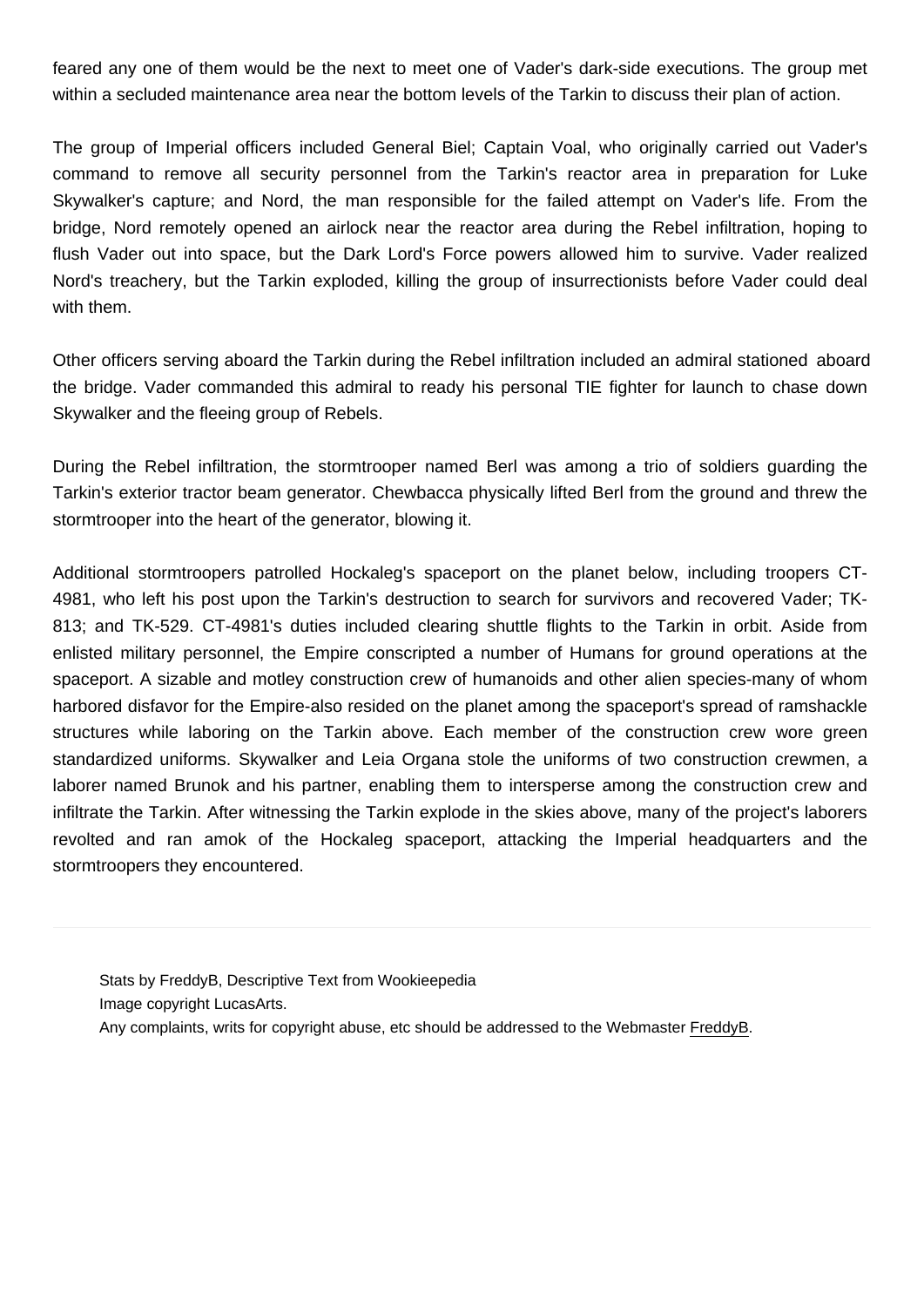feared any one of them would be the next to meet one of Vader's dark-side executions. The group met within a secluded maintenance area near the bottom levels of the Tarkin to discuss their plan of action.

The group of Imperial officers included General Biel; Captain Voal, who originally carried out Vader's command to remove all security personnel from the Tarkin's reactor area in preparation for Luke Skywalker's capture; and Nord, the man responsible for the failed attempt on Vader's life. From the bridge, Nord remotely opened an airlock near the reactor area during the Rebel infiltration, hoping to flush Vader out into space, but the Dark Lord's Force powers allowed him to survive. Vader realized Nord's treachery, but the Tarkin exploded, killing the group of insurrectionists before Vader could deal with them.

Other officers serving aboard the Tarkin during the Rebel infiltration included an admiral stationed aboard the bridge. Vader commanded this admiral to ready his personal TIE fighter for launch to chase down Skywalker and the fleeing group of Rebels.

During the Rebel infiltration, the stormtrooper named Berl was among a trio of soldiers guarding the Tarkin's exterior tractor beam generator. Chewbacca physically lifted Berl from the ground and threw the stormtrooper into the heart of the generator, blowing it.

Additional stormtroopers patrolled Hockaleg's spaceport on the planet below, including troopers CT-4981, who left his post upon the Tarkin's destruction to search for survivors and recovered Vader; TK-813; and TK-529. CT-4981's duties included clearing shuttle flights to the Tarkin in orbit. Aside from enlisted military personnel, the Empire conscripted a number of Humans for ground operations at the spaceport. A sizable and motley construction crew of humanoids and other alien species-many of whom harbored disfavor for the Empire-also resided on the planet among the spaceport's spread of ramshackle structures while laboring on the Tarkin above. Each member of the construction crew wore green standardized uniforms. Skywalker and Leia Organa stole the uniforms of two construction crewmen, a laborer named Brunok and his partner, enabling them to intersperse among the construction crew and infiltrate the Tarkin. After witnessing the Tarkin explode in the skies above, many of the project's laborers revolted and ran amok of the Hockaleg spaceport, attacking the Imperial headquarters and the stormtroopers they encountered.

---

Stats by FreddyB, Descriptive Text from Wookieepedia
Image copyright LucasArts.
Any complaints, writs for copyright abuse, etc should be addressed to the Webmaster FreddyB.